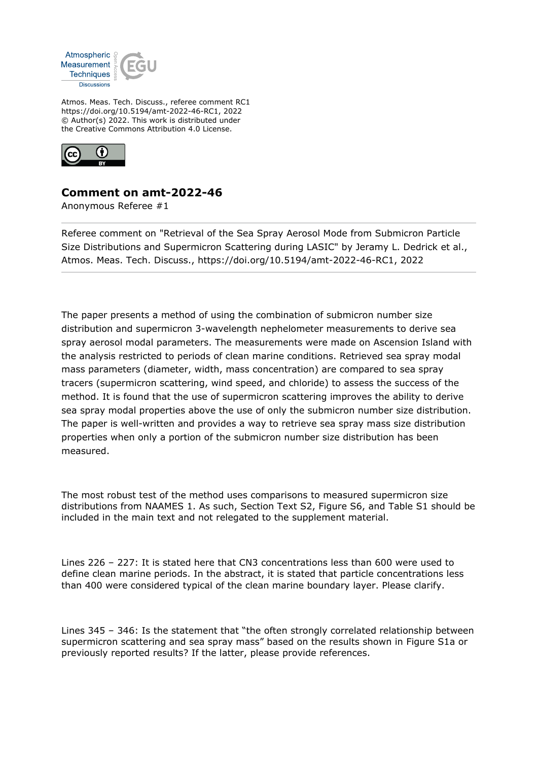Atmos. Meas. Tech. Discuss., referee comment RC1
https://doi.org/10.5194/amt-2022-46-RC1, 2022
© Author(s) 2022. This work is distributed under
the Creative Commons Attribution 4.0 License.

## Comment on amt-2022-46

Anonymous Referee #1

Referee comment on "Retrieval of the Sea Spray Aerosol Mode from Submicron Particle Size Distributions and Supermicron Scattering during LASIC" by Jeramy L. Dedrick et al., Atmos. Meas. Tech. Discuss., https://doi.org/10.5194/amt-2022-46-RC1, 2022

The paper presents a method of using the combination of submicron number size distribution and supermicron 3-wavelength nephelometer measurements to derive sea spray aerosol modal parameters. The measurements were made on Ascension Island with the analysis restricted to periods of clean marine conditions. Retrieved sea spray modal mass parameters (diameter, width, mass concentration) are compared to sea spray tracers (supermicron scattering, wind speed, and chloride) to assess the success of the method. It is found that the use of supermicron scattering improves the ability to derive sea spray modal properties above the use of only the submicron number size distribution. The paper is well-written and provides a way to retrieve sea spray mass size distribution properties when only a portion of the submicron number size distribution has been measured.

The most robust test of the method uses comparisons to measured supermicron size distributions from NAAMES 1. As such, Section Text S2, Figure S6, and Table S1 should be included in the main text and not relegated to the supplement material.

Lines 226 – 227: It is stated here that CN3 concentrations less than 600 were used to define clean marine periods. In the abstract, it is stated that particle concentrations less than 400 were considered typical of the clean marine boundary layer. Please clarify.

Lines 345 – 346: Is the statement that "the often strongly correlated relationship between supermicron scattering and sea spray mass" based on the results shown in Figure S1a or previously reported results? If the latter, please provide references.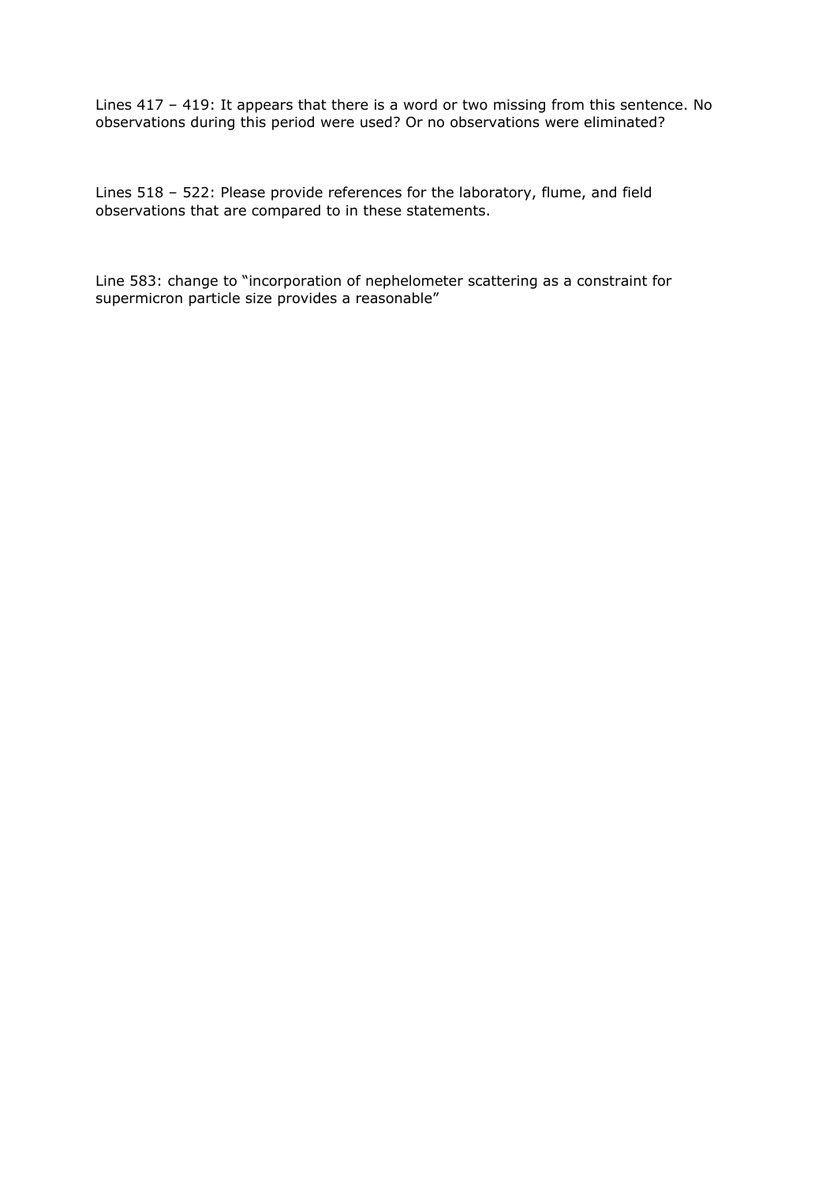Lines 417 – 419: It appears that there is a word or two missing from this sentence. No observations during this period were used? Or no observations were eliminated?

Lines 518 – 522: Please provide references for the laboratory, flume, and field observations that are compared to in these statements.

Line 583: change to "incorporation of nephelometer scattering as a constraint for supermicron particle size provides a reasonable"